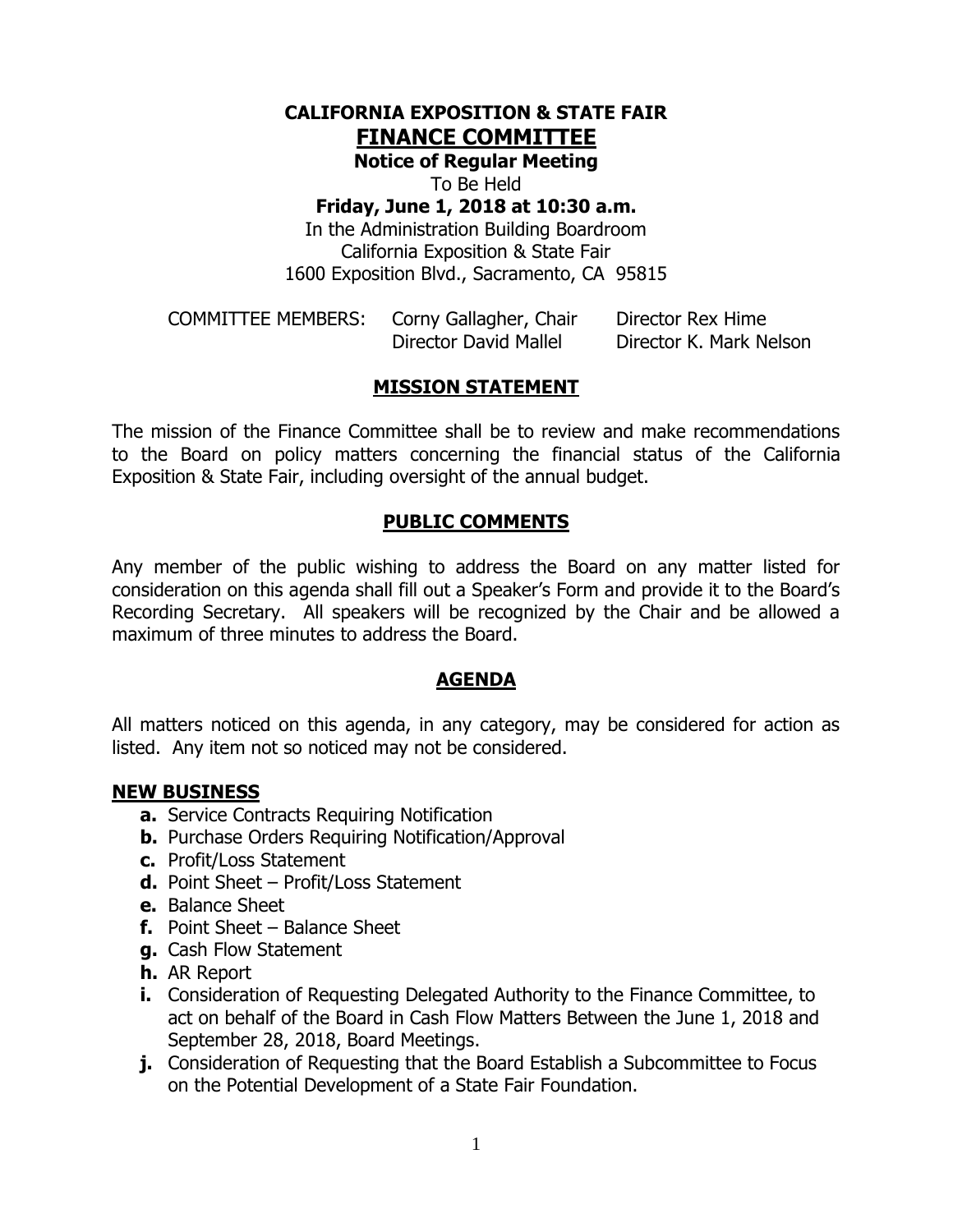# CALIFORNIA EXPOSITION & STATE FAIR
# FINANCE COMMITTEE

**Notice of Regular Meeting**

To Be Held

**Friday, June 1, 2018 at 10:30 a.m.**

In the Administration Building Boardroom
California Exposition & State Fair
1600 Exposition Blvd., Sacramento, CA 95815

COMMITTEE MEMBERS: Corny Gallagher, Chair; Director Rex Hime; Director David Mallel; Director K. Mark Nelson

## MISSION STATEMENT

The mission of the Finance Committee shall be to review and make recommendations to the Board on policy matters concerning the financial status of the California Exposition & State Fair, including oversight of the annual budget.

## PUBLIC COMMENTS

Any member of the public wishing to address the Board on any matter listed for consideration on this agenda shall fill out a Speaker's Form and provide it to the Board's Recording Secretary. All speakers will be recognized by the Chair and be allowed a maximum of three minutes to address the Board.

## AGENDA

All matters noticed on this agenda, in any category, may be considered for action as listed. Any item not so noticed may not be considered.

### NEW BUSINESS

- **a.** Service Contracts Requiring Notification
- **b.** Purchase Orders Requiring Notification/Approval
- **c.** Profit/Loss Statement
- **d.** Point Sheet – Profit/Loss Statement
- **e.** Balance Sheet
- **f.** Point Sheet – Balance Sheet
- **g.** Cash Flow Statement
- **h.** AR Report
- **i.** Consideration of Requesting Delegated Authority to the Finance Committee, to act on behalf of the Board in Cash Flow Matters Between the June 1, 2018 and September 28, 2018, Board Meetings.
- **j.** Consideration of Requesting that the Board Establish a Subcommittee to Focus on the Potential Development of a State Fair Foundation.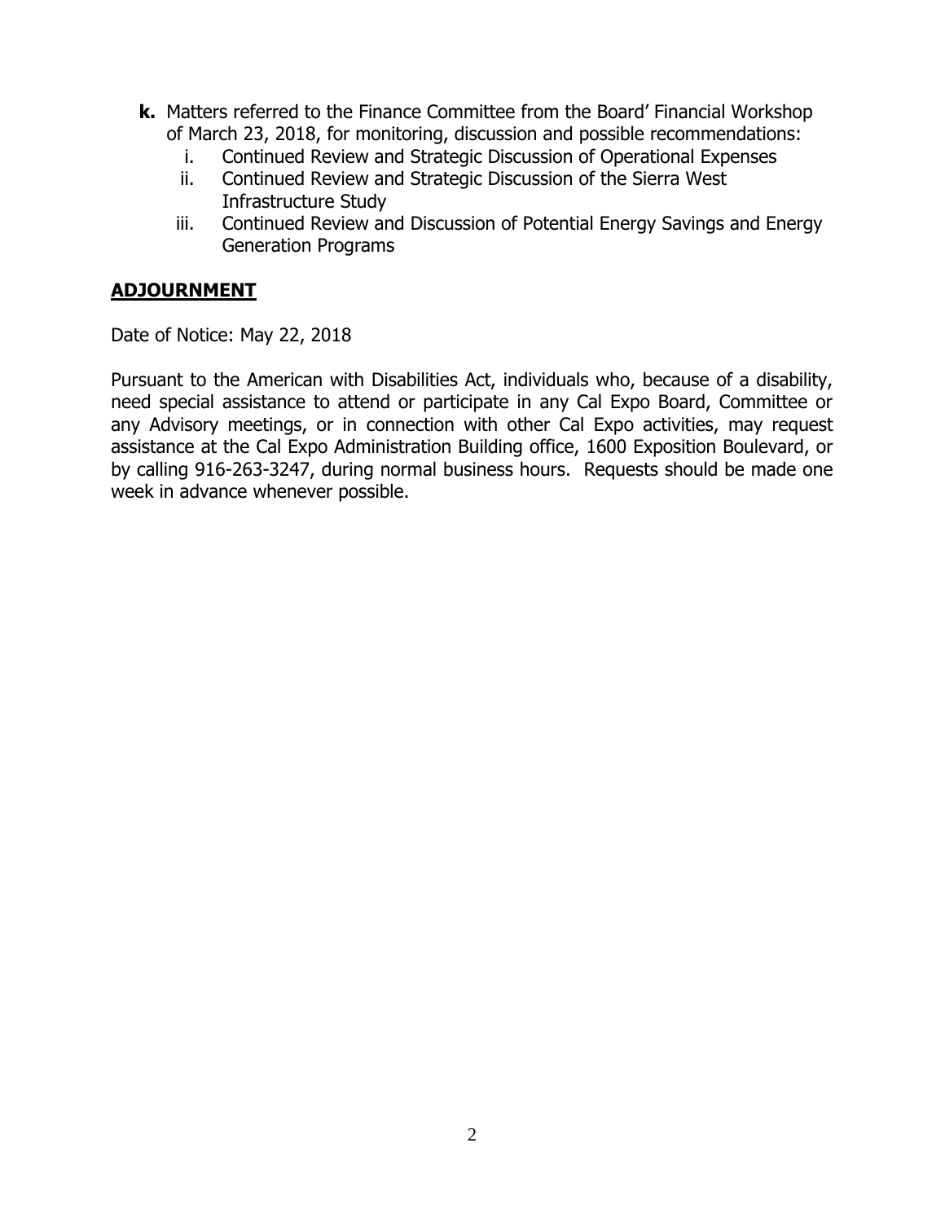**k.** Matters referred to the Finance Committee from the Board' Financial Workshop of March 23, 2018, for monitoring, discussion and possible recommendations:

   i. Continued Review and Strategic Discussion of Operational Expenses

   ii. Continued Review and Strategic Discussion of the Sierra West Infrastructure Study

   iii. Continued Review and Discussion of Potential Energy Savings and Energy Generation Programs

## **ADJOURNMENT**

Date of Notice: May 22, 2018

Pursuant to the American with Disabilities Act, individuals who, because of a disability, need special assistance to attend or participate in any Cal Expo Board, Committee or any Advisory meetings, or in connection with other Cal Expo activities, may request assistance at the Cal Expo Administration Building office, 1600 Exposition Boulevard, or by calling 916-263-3247, during normal business hours. Requests should be made one week in advance whenever possible.